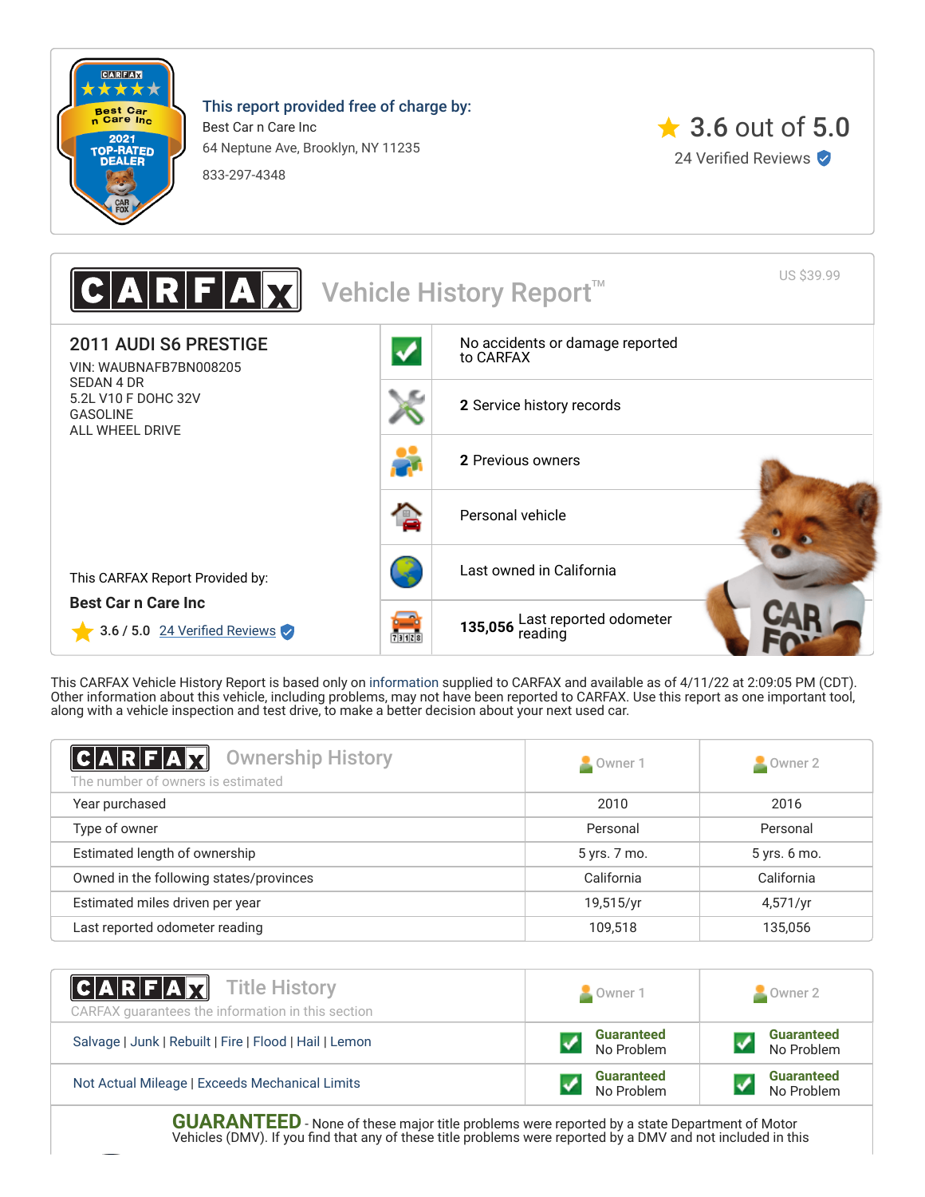**This report provided free of charge by:**

Best Car n Care Inc
64 Neptune Ave, Brooklyn, NY 11235
833-297-4348

3.6 out of 5.0
24 Verified Reviews

# CARFAX Vehicle History Report™

US $39.99

## 2011 AUDI S6 PRESTIGE

VIN: WAUBNAFB7BN008205
SEDAN 4 DR
5.2L V10 F DOHC 32V
GASOLINE
ALL WHEEL DRIVE

This CARFAX Report Provided by:
**Best Car n Care Inc**
3.6 / 5.0 24 Verified Reviews

- No accidents or damage reported to CARFAX
- **2** Service history records
- **2** Previous owners
- Personal vehicle
- Last owned in California
- **135,056** Last reported odometer reading

This CARFAX Vehicle History Report is based only on information supplied to CARFAX and available as of 4/11/22 at 2:09:05 PM (CDT). Other information about this vehicle, including problems, may not have been reported to CARFAX. Use this report as one important tool, along with a vehicle inspection and test drive, to make a better decision about your next used car.

## CARFAX Ownership History

The number of owners is estimated

| | Owner 1 | Owner 2 |
|---|---|---|
| Year purchased | 2010 | 2016 |
| Type of owner | Personal | Personal |
| Estimated length of ownership | 5 yrs. 7 mo. | 5 yrs. 6 mo. |
| Owned in the following states/provinces | California | California |
| Estimated miles driven per year | 19,515/yr | 4,571/yr |
| Last reported odometer reading | 109,518 | 135,056 |

## CARFAX Title History

CARFAX guarantees the information in this section

| | Owner 1 | Owner 2 |
|---|---|---|
| Salvage \| Junk \| Rebuilt \| Fire \| Flood \| Hail \| Lemon | Guaranteed No Problem | Guaranteed No Problem |
| Not Actual Mileage \| Exceeds Mechanical Limits | Guaranteed No Problem | Guaranteed No Problem |

**GUARANTEED** - None of these major title problems were reported by a state Department of Motor Vehicles (DMV). If you find that any of these title problems were reported by a DMV and not included in this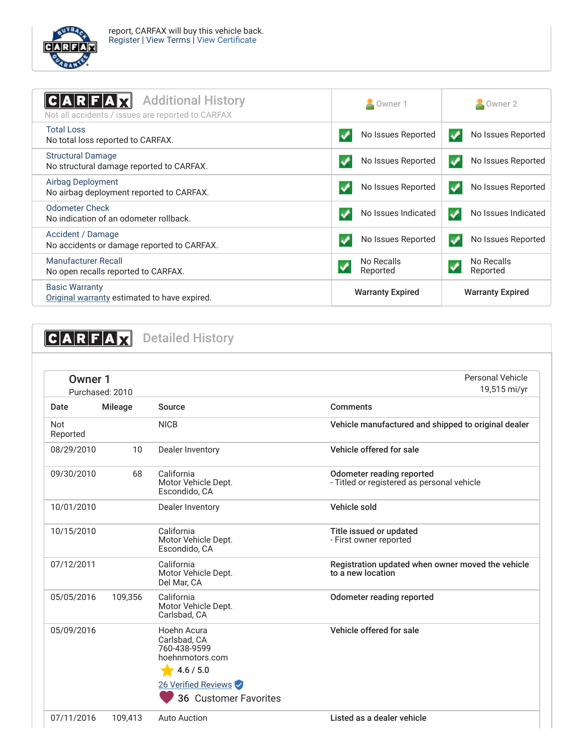report, CARFAX will buy this vehicle back.
Register | View Terms | View Certificate

## CARFAX Additional History

Not all accidents / issues are reported to CARFAX

| | Owner 1 | Owner 2 |
|---|---|---|
| **Total Loss**<br>No total loss reported to CARFAX. | No Issues Reported | No Issues Reported |
| **Structural Damage**<br>No structural damage reported to CARFAX. | No Issues Reported | No Issues Reported |
| **Airbag Deployment**<br>No airbag deployment reported to CARFAX. | No Issues Reported | No Issues Reported |
| **Odometer Check**<br>No indication of an odometer rollback. | No Issues Indicated | No Issues Indicated |
| **Accident / Damage**<br>No accidents or damage reported to CARFAX. | No Issues Reported | No Issues Reported |
| **Manufacturer Recall**<br>No open recalls reported to CARFAX. | No Recalls Reported | No Recalls Reported |
| **Basic Warranty**<br>Original warranty estimated to have expired. | **Warranty Expired** | **Warranty Expired** |

## CARFAX Detailed History

### Owner 1

Purchased: 2010

Personal Vehicle
19,515 mi/yr

| Date | Mileage | Source | Comments |
|---|---|---|---|
| Not Reported | | NICB | **Vehicle manufactured and shipped to original dealer** |
| 08/29/2010 | 10 | Dealer Inventory | **Vehicle offered for sale** |
| 09/30/2010 | 68 | California Motor Vehicle Dept. Escondido, CA | **Odometer reading reported**<br>- Titled or registered as personal vehicle |
| 10/01/2010 | | Dealer Inventory | **Vehicle sold** |
| 10/15/2010 | | California Motor Vehicle Dept. Escondido, CA | **Title issued or updated**<br>- First owner reported |
| 07/12/2011 | | California Motor Vehicle Dept. Del Mar, CA | **Registration updated when owner moved the vehicle to a new location** |
| 05/05/2016 | 109,356 | California Motor Vehicle Dept. Carlsbad, CA | **Odometer reading reported** |
| 05/09/2016 | | Hoehn Acura<br>Carlsbad, CA<br>760-438-9599<br>hoehnmotors.com<br>4.6 / 5.0<br>26 Verified Reviews<br>36 Customer Favorites | **Vehicle offered for sale** |
| 07/11/2016 | 109,413 | Auto Auction | **Listed as a dealer vehicle** |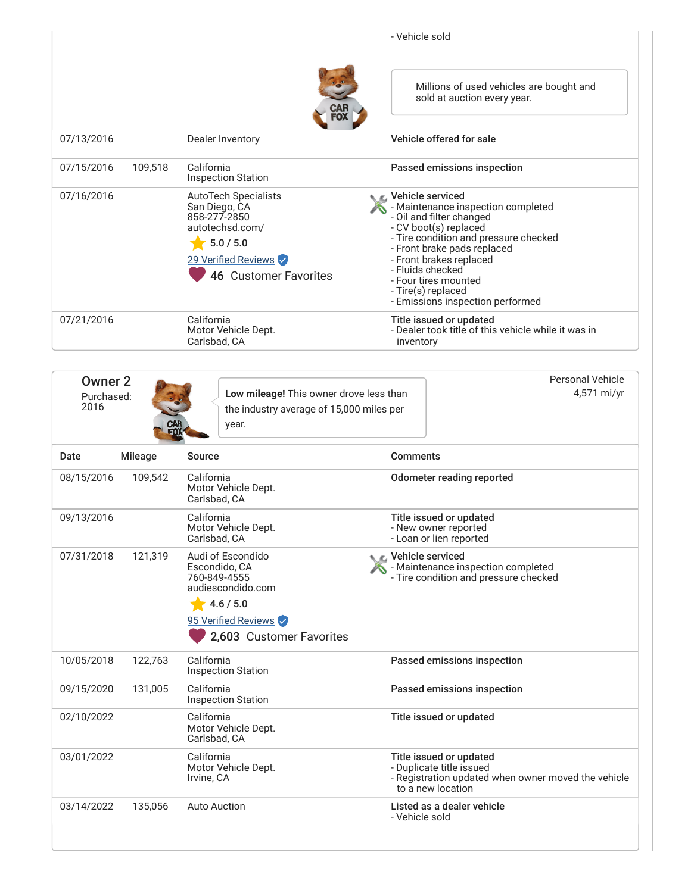| Date | Mileage | Source | Comments |
|---|---|---|---|
| | | | - Vehicle sold |
| | | | Millions of used vehicles are bought and sold at auction every year. |
| 07/13/2016 | | Dealer Inventory | **Vehicle offered for sale** |
| 07/15/2016 | 109,518 | California Inspection Station | **Passed emissions inspection** |
| 07/16/2016 | | AutoTech Specialists<br>San Diego, CA<br>858-277-2850<br>autotechsd.com/<br>5.0 / 5.0<br>29 Verified Reviews<br>46 Customer Favorites | **Vehicle serviced**<br>- Maintenance inspection completed<br>- Oil and filter changed<br>- CV boot(s) replaced<br>- Tire condition and pressure checked<br>- Front brake pads replaced<br>- Front brakes replaced<br>- Fluids checked<br>- Four tires mounted<br>- Tire(s) replaced<br>- Emissions inspection performed |
| 07/21/2016 | | California<br>Motor Vehicle Dept.<br>Carlsbad, CA | **Title issued or updated**<br>- Dealer took title of this vehicle while it was in inventory |

## Owner 2

Purchased: 2016

**Low mileage!** This owner drove less than the industry average of 15,000 miles per year.

Personal Vehicle
4,571 mi/yr

| Date | Mileage | Source | Comments |
|---|---|---|---|
| 08/15/2016 | 109,542 | California<br>Motor Vehicle Dept.<br>Carlsbad, CA | **Odometer reading reported** |
| 09/13/2016 | | California<br>Motor Vehicle Dept.<br>Carlsbad, CA | **Title issued or updated**<br>- New owner reported<br>- Loan or lien reported |
| 07/31/2018 | 121,319 | Audi of Escondido<br>Escondido, CA<br>760-849-4555<br>audiescondido.com<br>4.6 / 5.0<br>95 Verified Reviews<br>2,603 Customer Favorites | **Vehicle serviced**<br>- Maintenance inspection completed<br>- Tire condition and pressure checked |
| 10/05/2018 | 122,763 | California Inspection Station | **Passed emissions inspection** |
| 09/15/2020 | 131,005 | California Inspection Station | **Passed emissions inspection** |
| 02/10/2022 | | California<br>Motor Vehicle Dept.<br>Carlsbad, CA | **Title issued or updated** |
| 03/01/2022 | | California<br>Motor Vehicle Dept.<br>Irvine, CA | **Title issued or updated**<br>- Duplicate title issued<br>- Registration updated when owner moved the vehicle to a new location |
| 03/14/2022 | 135,056 | Auto Auction | **Listed as a dealer vehicle**<br>- Vehicle sold |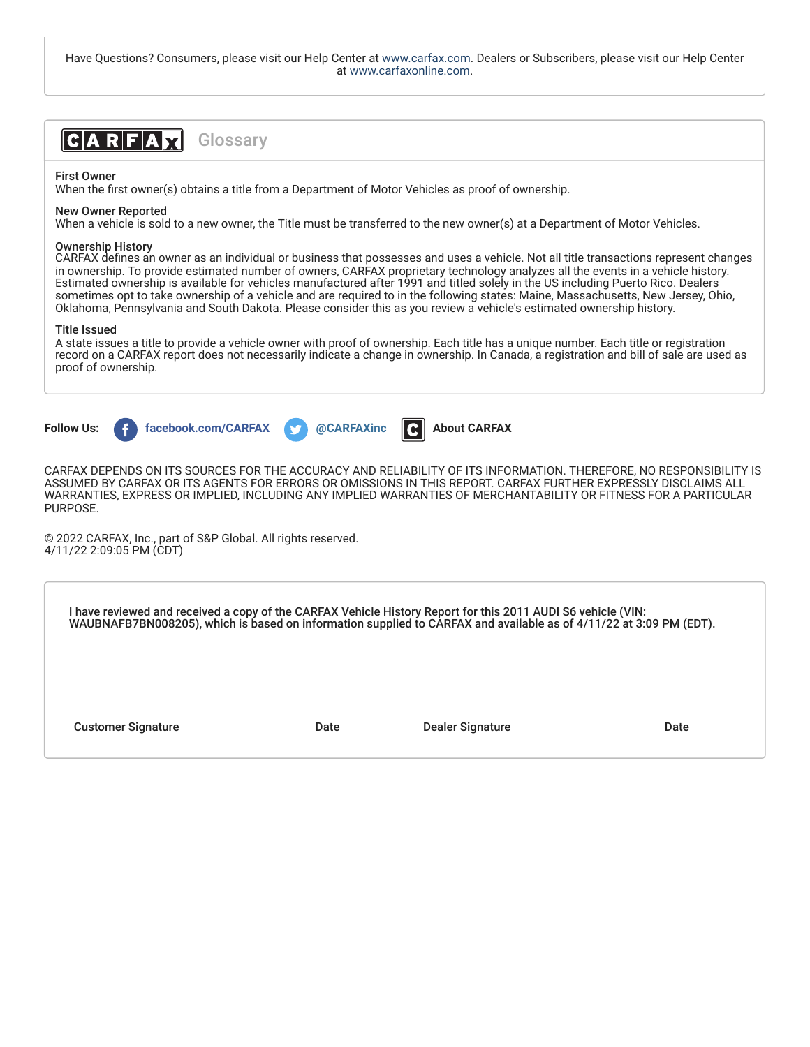Have Questions? Consumers, please visit our Help Center at www.carfax.com. Dealers or Subscribers, please visit our Help Center at www.carfaxonline.com.

## CARFAX Glossary

**First Owner**
When the first owner(s) obtains a title from a Department of Motor Vehicles as proof of ownership.

**New Owner Reported**
When a vehicle is sold to a new owner, the Title must be transferred to the new owner(s) at a Department of Motor Vehicles.

**Ownership History**
CARFAX defines an owner as an individual or business that possesses and uses a vehicle. Not all title transactions represent changes in ownership. To provide estimated number of owners, CARFAX proprietary technology analyzes all the events in a vehicle history. Estimated ownership is available for vehicles manufactured after 1991 and titled solely in the US including Puerto Rico. Dealers sometimes opt to take ownership of a vehicle and are required to in the following states: Maine, Massachusetts, New Jersey, Ohio, Oklahoma, Pennsylvania and South Dakota. Please consider this as you review a vehicle's estimated ownership history.

**Title Issued**
A state issues a title to provide a vehicle owner with proof of ownership. Each title has a unique number. Each title or registration record on a CARFAX report does not necessarily indicate a change in ownership. In Canada, a registration and bill of sale are used as proof of ownership.

**Follow Us:** facebook.com/CARFAX @CARFAXinc About CARFAX

CARFAX DEPENDS ON ITS SOURCES FOR THE ACCURACY AND RELIABILITY OF ITS INFORMATION. THEREFORE, NO RESPONSIBILITY IS ASSUMED BY CARFAX OR ITS AGENTS FOR ERRORS OR OMISSIONS IN THIS REPORT. CARFAX FURTHER EXPRESSLY DISCLAIMS ALL WARRANTIES, EXPRESS OR IMPLIED, INCLUDING ANY IMPLIED WARRANTIES OF MERCHANTABILITY OR FITNESS FOR A PARTICULAR PURPOSE.

© 2022 CARFAX, Inc., part of S&P Global. All rights reserved.
4/11/22 2:09:05 PM (CDT)

**I have reviewed and received a copy of the CARFAX Vehicle History Report for this 2011 AUDI S6 vehicle (VIN: WAUBNAFB7BN008205), which is based on information supplied to CARFAX and available as of 4/11/22 at 3:09 PM (EDT).**

| | | | |
|---|---|---|---|
| **Customer Signature** | **Date** | **Dealer Signature** | **Date** |